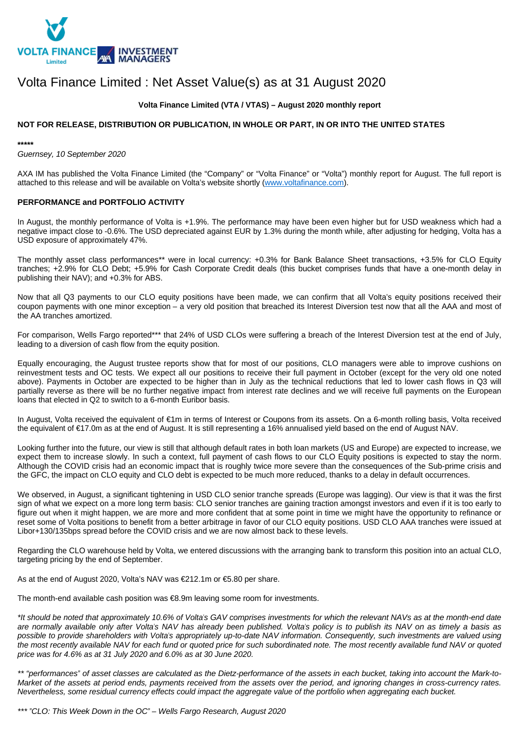# Volta Finance Limited : Net Asset Value(s) as at 31 August 2020

**Volta Finance Limited (VTA / VTAS) – August 2020 monthly report**

**NOT FOR RELEASE, DISTRIBUTION OR PUBLICATION, IN WHOLE OR PART, IN OR INTO THE UNITED STATES**

**\*\*\*\*\***

*Guernsey, 10 September 2020*

AXA IM has published the Volta Finance Limited (the "Company" or "Volta Finance" or "Volta") monthly report for August. The full report is attached to this release and will be available on Volta's website shortly (www.voltafinance.com).

**PERFORMANCE and PORTFOLIO ACTIVITY**

In August, the monthly performance of Volta is +1.9%. The performance may have been even higher but for USD weakness which had a negative impact close to -0.6%. The USD depreciated against EUR by 1.3% during the month while, after adjusting for hedging, Volta has a USD exposure of approximately 47%.

The monthly asset class performances** were in local currency: +0.3% for Bank Balance Sheet transactions, +3.5% for CLO Equity tranches; +2.9% for CLO Debt; +5.9% for Cash Corporate Credit deals (this bucket comprises funds that have a one-month delay in publishing their NAV); and +0.3% for ABS.

Now that all Q3 payments to our CLO equity positions have been made, we can confirm that all Volta's equity positions received their coupon payments with one minor exception – a very old position that breached its Interest Diversion test now that all the AAA and most of the AA tranches amortized.

For comparison, Wells Fargo reported*** that 24% of USD CLOs were suffering a breach of the Interest Diversion test at the end of July, leading to a diversion of cash flow from the equity position.

Equally encouraging, the August trustee reports show that for most of our positions, CLO managers were able to improve cushions on reinvestment tests and OC tests. We expect all our positions to receive their full payment in October (except for the very old one noted above). Payments in October are expected to be higher than in July as the technical reductions that led to lower cash flows in Q3 will partially reverse as there will be no further negative impact from interest rate declines and we will receive full payments on the European loans that elected in Q2 to switch to a 6-month Euribor basis.

In August, Volta received the equivalent of €1m in terms of Interest or Coupons from its assets. On a 6-month rolling basis, Volta received the equivalent of €17.0m as at the end of August. It is still representing a 16% annualised yield based on the end of August NAV.

Looking further into the future, our view is still that although default rates in both loan markets (US and Europe) are expected to increase, we expect them to increase slowly. In such a context, full payment of cash flows to our CLO Equity positions is expected to stay the norm. Although the COVID crisis had an economic impact that is roughly twice more severe than the consequences of the Sub-prime crisis and the GFC, the impact on CLO equity and CLO debt is expected to be much more reduced, thanks to a delay in default occurrences.

We observed, in August, a significant tightening in USD CLO senior tranche spreads (Europe was lagging). Our view is that it was the first sign of what we expect on a more long term basis: CLO senior tranches are gaining traction amongst investors and even if it is too early to figure out when it might happen, we are more and more confident that at some point in time we might have the opportunity to refinance or reset some of Volta positions to benefit from a better arbitrage in favor of our CLO equity positions. USD CLO AAA tranches were issued at Libor+130/135bps spread before the COVID crisis and we are now almost back to these levels.

Regarding the CLO warehouse held by Volta, we entered discussions with the arranging bank to transform this position into an actual CLO, targeting pricing by the end of September.

As at the end of August 2020, Volta's NAV was €212.1m or €5.80 per share.

The month-end available cash position was €8.9m leaving some room for investments.

*\*It should be noted that approximately 10.6% of Volta's GAV comprises investments for which the relevant NAVs as at the month-end date are normally available only after Volta's NAV has already been published. Volta's policy is to publish its NAV on as timely a basis as possible to provide shareholders with Volta's appropriately up-to-date NAV information. Consequently, such investments are valued using the most recently available NAV for each fund or quoted price for such subordinated note. The most recently available fund NAV or quoted price was for 4.6% as at 31 July 2020 and 6.0% as at 30 June 2020.*

*\*\* "performances" of asset classes are calculated as the Dietz-performance of the assets in each bucket, taking into account the Mark-to-Market of the assets at period ends, payments received from the assets over the period, and ignoring changes in cross-currency rates. Nevertheless, some residual currency effects could impact the aggregate value of the portfolio when aggregating each bucket.*

*\*\*\* "CLO: This Week Down in the OC" – Wells Fargo Research, August 2020*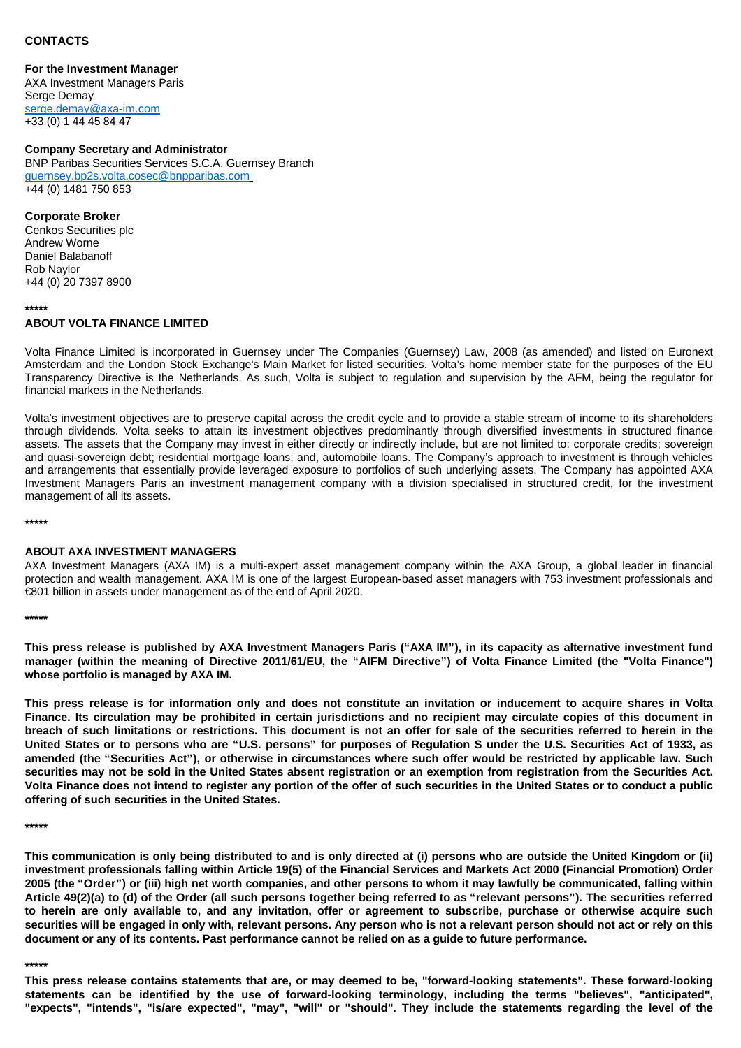**CONTACTS**

**For the Investment Manager**
AXA Investment Managers Paris
Serge Demay
serge.demay@axa-im.com
+33 (0) 1 44 45 84 47

**Company Secretary and Administrator**
BNP Paribas Securities Services S.C.A, Guernsey Branch
guernsey.bp2s.volta.cosec@bnpparibas.com
+44 (0) 1481 750 853

**Corporate Broker**
Cenkos Securities plc
Andrew Worne
Daniel Balabanoff
Rob Naylor
+44 (0) 20 7397 8900

*****

**ABOUT VOLTA FINANCE LIMITED**

Volta Finance Limited is incorporated in Guernsey under The Companies (Guernsey) Law, 2008 (as amended) and listed on Euronext Amsterdam and the London Stock Exchange's Main Market for listed securities. Volta's home member state for the purposes of the EU Transparency Directive is the Netherlands. As such, Volta is subject to regulation and supervision by the AFM, being the regulator for financial markets in the Netherlands.

Volta's investment objectives are to preserve capital across the credit cycle and to provide a stable stream of income to its shareholders through dividends. Volta seeks to attain its investment objectives predominantly through diversified investments in structured finance assets. The assets that the Company may invest in either directly or indirectly include, but are not limited to: corporate credits; sovereign and quasi-sovereign debt; residential mortgage loans; and, automobile loans. The Company's approach to investment is through vehicles and arrangements that essentially provide leveraged exposure to portfolios of such underlying assets. The Company has appointed AXA Investment Managers Paris an investment management company with a division specialised in structured credit, for the investment management of all its assets.

*****

**ABOUT AXA INVESTMENT MANAGERS**

AXA Investment Managers (AXA IM) is a multi-expert asset management company within the AXA Group, a global leader in financial protection and wealth management. AXA IM is one of the largest European-based asset managers with 753 investment professionals and €801 billion in assets under management as of the end of April 2020.

*****

**This press release is published by AXA Investment Managers Paris ("AXA IM"), in its capacity as alternative investment fund manager (within the meaning of Directive 2011/61/EU, the "AIFM Directive") of Volta Finance Limited (the "Volta Finance") whose portfolio is managed by AXA IM.**

**This press release is for information only and does not constitute an invitation or inducement to acquire shares in Volta Finance. Its circulation may be prohibited in certain jurisdictions and no recipient may circulate copies of this document in breach of such limitations or restrictions. This document is not an offer for sale of the securities referred to herein in the United States or to persons who are "U.S. persons" for purposes of Regulation S under the U.S. Securities Act of 1933, as amended (the "Securities Act"), or otherwise in circumstances where such offer would be restricted by applicable law. Such securities may not be sold in the United States absent registration or an exemption from registration from the Securities Act. Volta Finance does not intend to register any portion of the offer of such securities in the United States or to conduct a public offering of such securities in the United States.**

*****

**This communication is only being distributed to and is only directed at (i) persons who are outside the United Kingdom or (ii) investment professionals falling within Article 19(5) of the Financial Services and Markets Act 2000 (Financial Promotion) Order 2005 (the "Order") or (iii) high net worth companies, and other persons to whom it may lawfully be communicated, falling within Article 49(2)(a) to (d) of the Order (all such persons together being referred to as "relevant persons"). The securities referred to herein are only available to, and any invitation, offer or agreement to subscribe, purchase or otherwise acquire such securities will be engaged in only with, relevant persons. Any person who is not a relevant person should not act or rely on this document or any of its contents. Past performance cannot be relied on as a guide to future performance.**

*****

**This press release contains statements that are, or may deemed to be, "forward-looking statements". These forward-looking statements can be identified by the use of forward-looking terminology, including the terms "believes", "anticipated", "expects", "intends", "is/are expected", "may", "will" or "should". They include the statements regarding the level of the**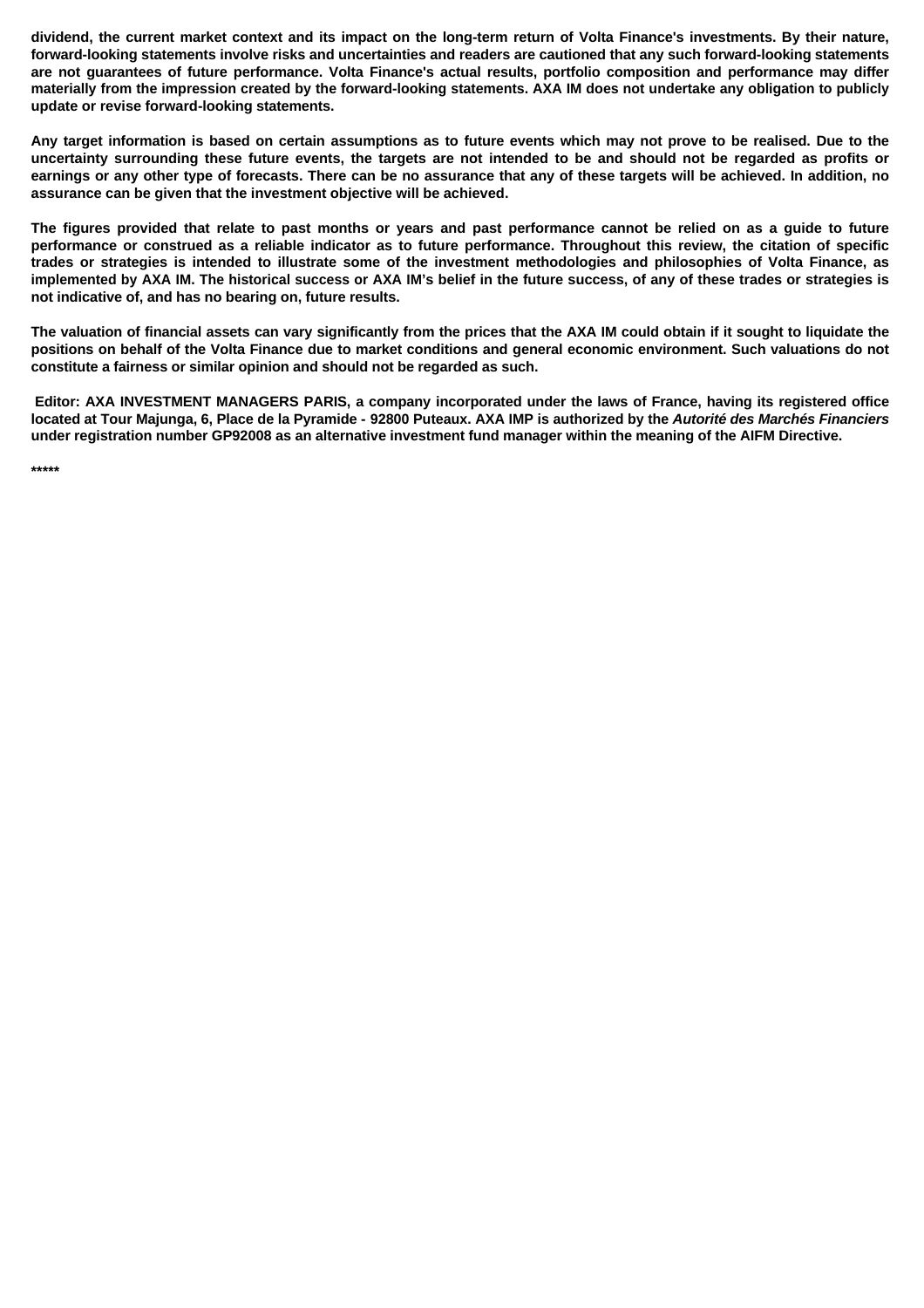**dividend, the current market context and its impact on the long-term return of Volta Finance's investments. By their nature, forward-looking statements involve risks and uncertainties and readers are cautioned that any such forward-looking statements are not guarantees of future performance. Volta Finance's actual results, portfolio composition and performance may differ materially from the impression created by the forward-looking statements. AXA IM does not undertake any obligation to publicly update or revise forward-looking statements.**

**Any target information is based on certain assumptions as to future events which may not prove to be realised. Due to the uncertainty surrounding these future events, the targets are not intended to be and should not be regarded as profits or earnings or any other type of forecasts. There can be no assurance that any of these targets will be achieved. In addition, no assurance can be given that the investment objective will be achieved.**

**The figures provided that relate to past months or years and past performance cannot be relied on as a guide to future performance or construed as a reliable indicator as to future performance. Throughout this review, the citation of specific trades or strategies is intended to illustrate some of the investment methodologies and philosophies of Volta Finance, as implemented by AXA IM. The historical success or AXA IM's belief in the future success, of any of these trades or strategies is not indicative of, and has no bearing on, future results.**

**The valuation of financial assets can vary significantly from the prices that the AXA IM could obtain if it sought to liquidate the positions on behalf of the Volta Finance due to market conditions and general economic environment. Such valuations do not constitute a fairness or similar opinion and should not be regarded as such.**

**Editor: AXA INVESTMENT MANAGERS PARIS, a company incorporated under the laws of France, having its registered office located at Tour Majunga, 6, Place de la Pyramide - 92800 Puteaux. AXA IMP is authorized by the *Autorité des Marchés Financiers* under registration number GP92008 as an alternative investment fund manager within the meaning of the AIFM Directive.**

**\*\*\*\*\***